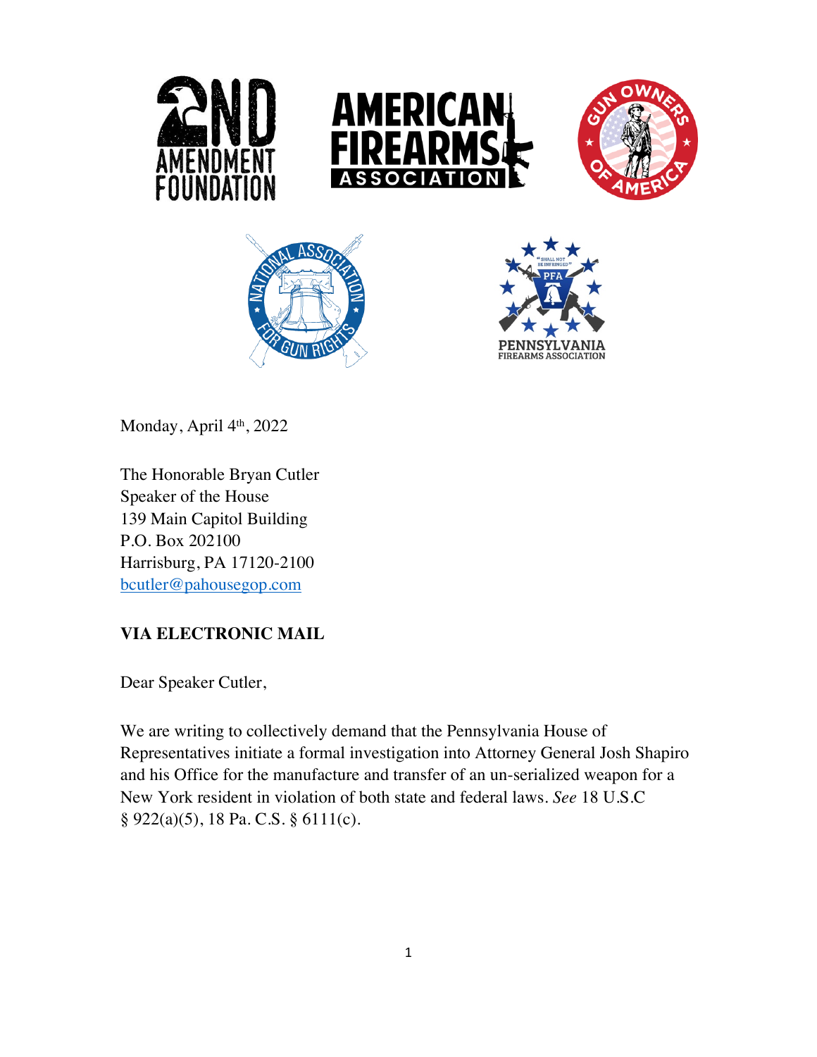Monday, April 4th, 2022

The Honorable Bryan Cutler
Speaker of the House
139 Main Capitol Building
P.O. Box 202100
Harrisburg, PA 17120-2100
bcutler@pahousegop.com

**VIA ELECTRONIC MAIL**

Dear Speaker Cutler,

We are writing to collectively demand that the Pennsylvania House of Representatives initiate a formal investigation into Attorney General Josh Shapiro and his Office for the manufacture and transfer of an un-serialized weapon for a New York resident in violation of both state and federal laws. *See* 18 U.S.C § 922(a)(5), 18 Pa. C.S. § 6111(c).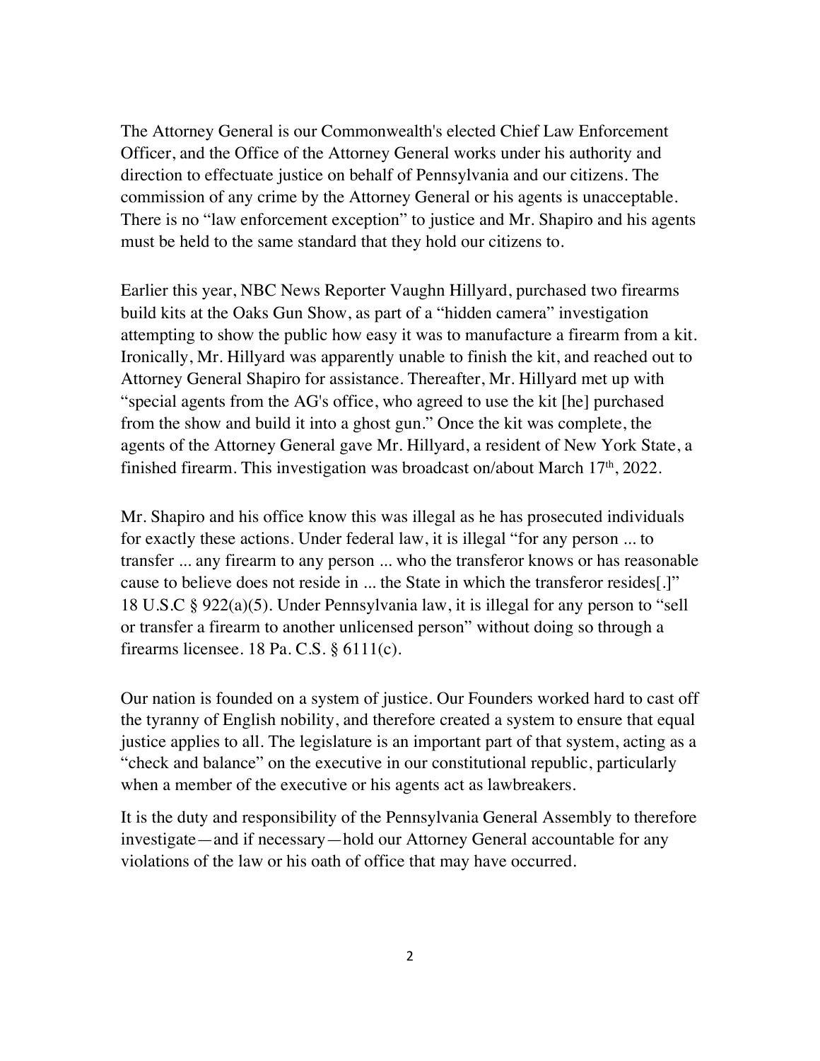The Attorney General is our Commonwealth's elected Chief Law Enforcement Officer, and the Office of the Attorney General works under his authority and direction to effectuate justice on behalf of Pennsylvania and our citizens. The commission of any crime by the Attorney General or his agents is unacceptable. There is no "law enforcement exception" to justice and Mr. Shapiro and his agents must be held to the same standard that they hold our citizens to.

Earlier this year, NBC News Reporter Vaughn Hillyard, purchased two firearms build kits at the Oaks Gun Show, as part of a "hidden camera" investigation attempting to show the public how easy it was to manufacture a firearm from a kit. Ironically, Mr. Hillyard was apparently unable to finish the kit, and reached out to Attorney General Shapiro for assistance. Thereafter, Mr. Hillyard met up with "special agents from the AG's office, who agreed to use the kit [he] purchased from the show and build it into a ghost gun." Once the kit was complete, the agents of the Attorney General gave Mr. Hillyard, a resident of New York State, a finished firearm. This investigation was broadcast on/about March 17th, 2022.

Mr. Shapiro and his office know this was illegal as he has prosecuted individuals for exactly these actions. Under federal law, it is illegal "for any person ... to transfer ... any firearm to any person ... who the transferor knows or has reasonable cause to believe does not reside in ... the State in which the transferor resides[.]" 18 U.S.C § 922(a)(5). Under Pennsylvania law, it is illegal for any person to "sell or transfer a firearm to another unlicensed person" without doing so through a firearms licensee. 18 Pa. C.S. § 6111(c).

Our nation is founded on a system of justice. Our Founders worked hard to cast off the tyranny of English nobility, and therefore created a system to ensure that equal justice applies to all. The legislature is an important part of that system, acting as a "check and balance" on the executive in our constitutional republic, particularly when a member of the executive or his agents act as lawbreakers.

It is the duty and responsibility of the Pennsylvania General Assembly to therefore investigate—and if necessary—hold our Attorney General accountable for any violations of the law or his oath of office that may have occurred.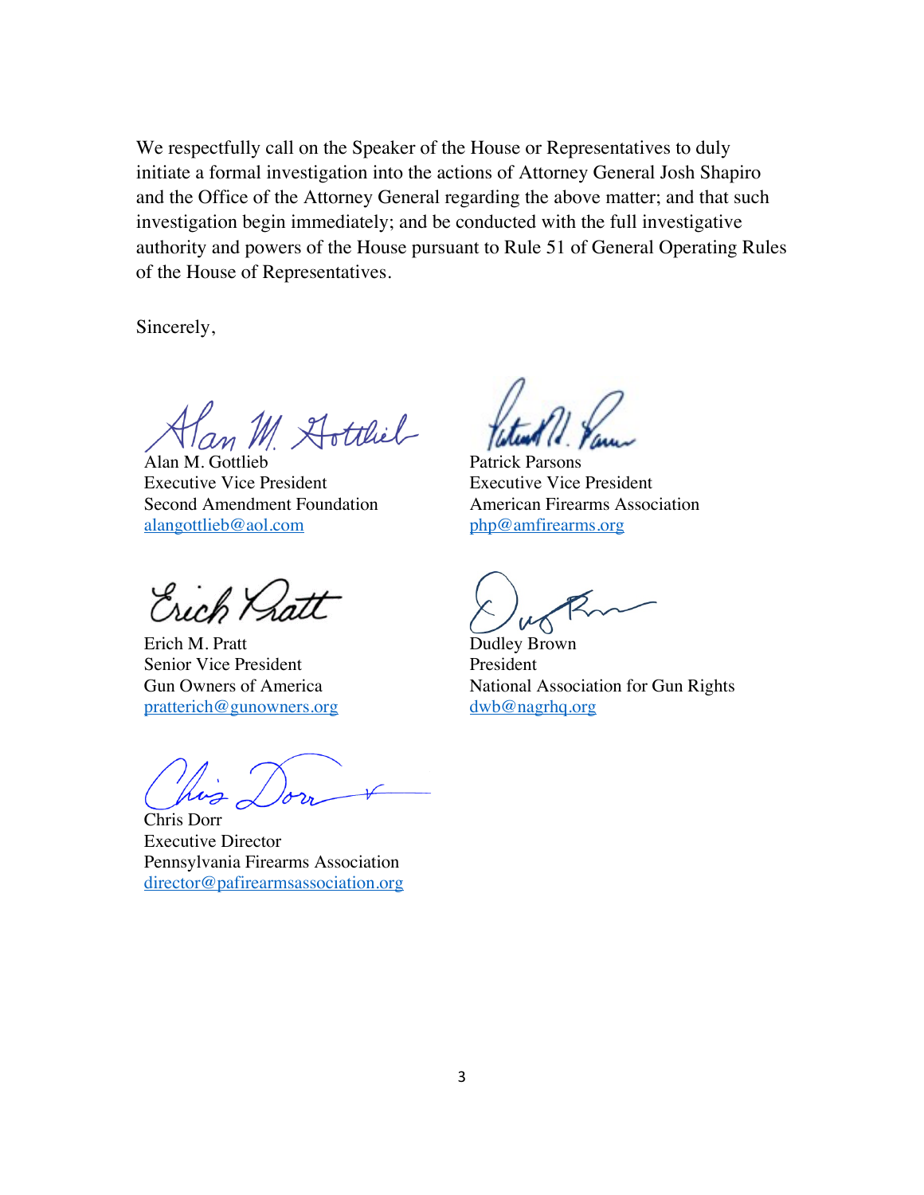We respectfully call on the Speaker of the House or Representatives to duly initiate a formal investigation into the actions of Attorney General Josh Shapiro and the Office of the Attorney General regarding the above matter; and that such investigation begin immediately; and be conducted with the full investigative authority and powers of the House pursuant to Rule 51 of General Operating Rules of the House of Representatives.

Sincerely,

Alan M. Gottlieb
Executive Vice President
Second Amendment Foundation
alangottlieb@aol.com

Patrick Parsons
Executive Vice President
American Firearms Association
php@amfirearms.org

Erich M. Pratt
Senior Vice President
Gun Owners of America
pratterich@gunowners.org

Dudley Brown
President
National Association for Gun Rights
dwb@nagrhq.org

Chris Dorr
Executive Director
Pennsylvania Firearms Association
director@pafirearmsassociation.org